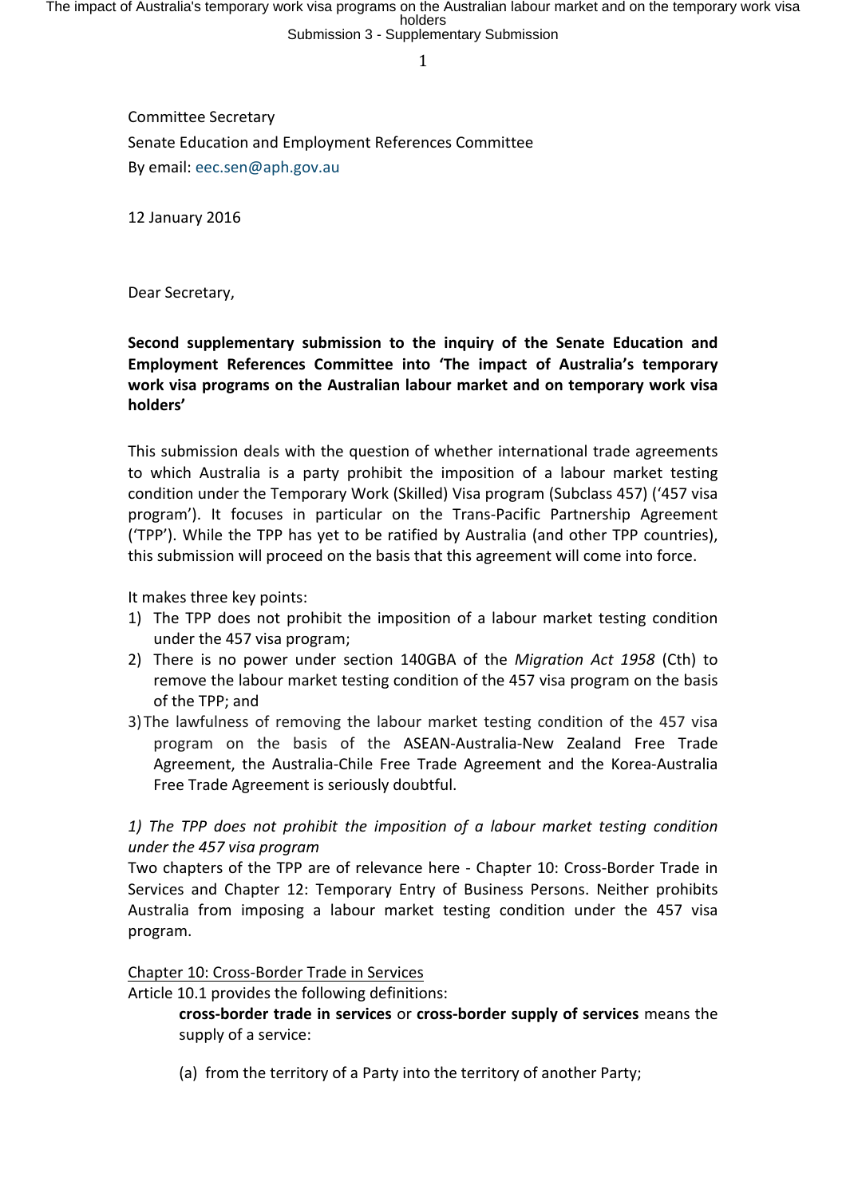Committee Secretary

Senate Education and Employment References Committee

By email: eec.sen@aph.gov.au

12 January 2016

Dear Secretary,

**Second supplementary submission to the inquiry of the Senate Education and Employment References Committee into 'The impact of Australia's temporary work visa programs on the Australian labour market and on temporary work visa holders'**

This submission deals with the question of whether international trade agreements to which Australia is a party prohibit the imposition of a labour market testing condition under the Temporary Work (Skilled) Visa program (Subclass 457) ('457 visa program'). It focuses in particular on the Trans-Pacific Partnership Agreement ('TPP'). While the TPP has yet to be ratified by Australia (and other TPP countries), this submission will proceed on the basis that this agreement will come into force.

It makes three key points:

1) The TPP does not prohibit the imposition of a labour market testing condition under the 457 visa program;
2) There is no power under section 140GBA of the *Migration Act 1958* (Cth) to remove the labour market testing condition of the 457 visa program on the basis of the TPP; and
3) The lawfulness of removing the labour market testing condition of the 457 visa program on the basis of the ASEAN-Australia-New Zealand Free Trade Agreement, the Australia-Chile Free Trade Agreement and the Korea-Australia Free Trade Agreement is seriously doubtful.

*1) The TPP does not prohibit the imposition of a labour market testing condition under the 457 visa program*

Two chapters of the TPP are of relevance here - Chapter 10: Cross-Border Trade in Services and Chapter 12: Temporary Entry of Business Persons. Neither prohibits Australia from imposing a labour market testing condition under the 457 visa program.

<u>Chapter 10: Cross-Border Trade in Services</u>

Article 10.1 provides the following definitions:

> **cross-border trade in services** or **cross-border supply of services** means the supply of a service:
>
> (a) from the territory of a Party into the territory of another Party;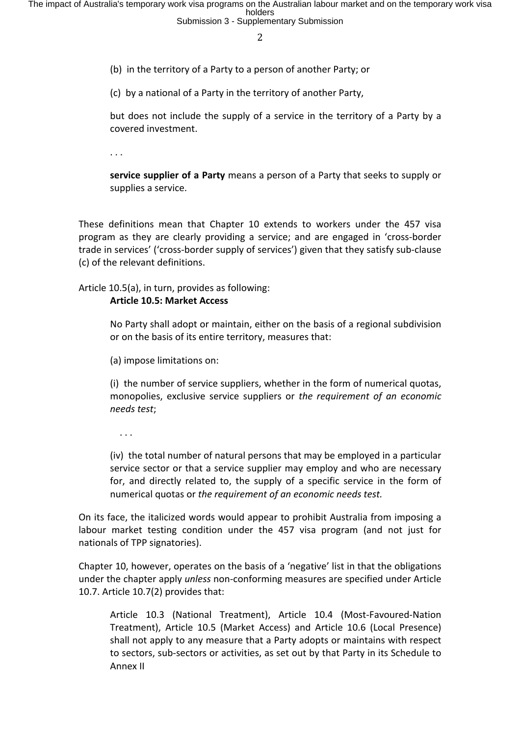(b) in the territory of a Party to a person of another Party; or

(c) by a national of a Party in the territory of another Party,

but does not include the supply of a service in the territory of a Party by a covered investment.

. . .

**service supplier of a Party** means a person of a Party that seeks to supply or supplies a service.

These definitions mean that Chapter 10 extends to workers under the 457 visa program as they are clearly providing a service; and are engaged in 'cross-border trade in services' ('cross-border supply of services') given that they satisfy sub-clause (c) of the relevant definitions.

Article 10.5(a), in turn, provides as following:

**Article 10.5: Market Access**

No Party shall adopt or maintain, either on the basis of a regional subdivision or on the basis of its entire territory, measures that:

(a) impose limitations on:

(i) the number of service suppliers, whether in the form of numerical quotas, monopolies, exclusive service suppliers or *the requirement of an economic needs test*;

. . .

(iv) the total number of natural persons that may be employed in a particular service sector or that a service supplier may employ and who are necessary for, and directly related to, the supply of a specific service in the form of numerical quotas or *the requirement of an economic needs test.*

On its face, the italicized words would appear to prohibit Australia from imposing a labour market testing condition under the 457 visa program (and not just for nationals of TPP signatories).

Chapter 10, however, operates on the basis of a 'negative' list in that the obligations under the chapter apply *unless* non-conforming measures are specified under Article 10.7. Article 10.7(2) provides that:

Article 10.3 (National Treatment), Article 10.4 (Most-Favoured-Nation Treatment), Article 10.5 (Market Access) and Article 10.6 (Local Presence) shall not apply to any measure that a Party adopts or maintains with respect to sectors, sub-sectors or activities, as set out by that Party in its Schedule to Annex II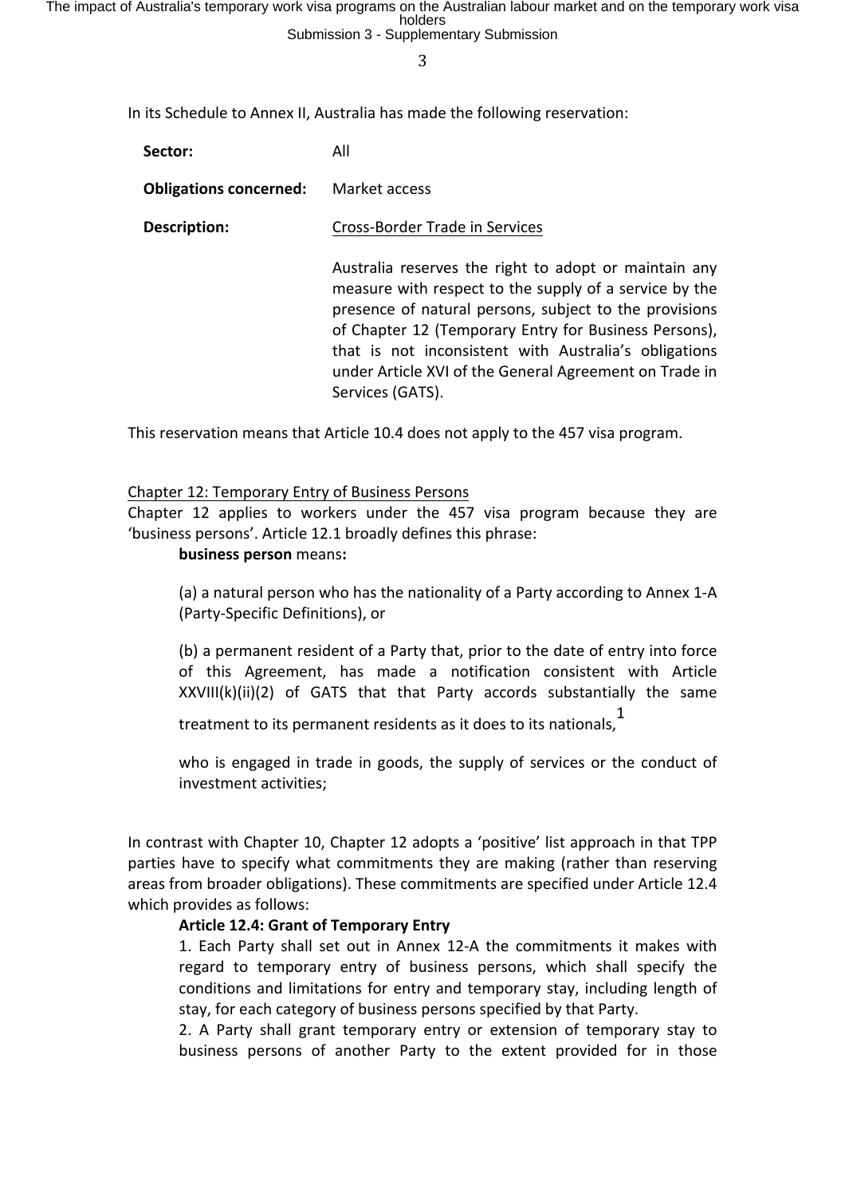In its Schedule to Annex II, Australia has made the following reservation:

| | |
|---|---|
| **Sector:** | All |
| **Obligations concerned:** | Market access |
| **Description:** | Cross-Border Trade in Services<br><br>Australia reserves the right to adopt or maintain any measure with respect to the supply of a service by the presence of natural persons, subject to the provisions of Chapter 12 (Temporary Entry for Business Persons), that is not inconsistent with Australia's obligations under Article XVI of the General Agreement on Trade in Services (GATS). |

This reservation means that Article 10.4 does not apply to the 457 visa program.

Chapter 12: Temporary Entry of Business Persons

Chapter 12 applies to workers under the 457 visa program because they are 'business persons'. Article 12.1 broadly defines this phrase:

> **business person** means**:**
>
> (a) a natural person who has the nationality of a Party according to Annex 1-A (Party-Specific Definitions), or
>
> (b) a permanent resident of a Party that, prior to the date of entry into force of this Agreement, has made a notification consistent with Article XXVIII(k)(ii)(2) of GATS that that Party accords substantially the same treatment to its permanent residents as it does to its nationals,[1]
>
> who is engaged in trade in goods, the supply of services or the conduct of investment activities;

In contrast with Chapter 10, Chapter 12 adopts a 'positive' list approach in that TPP parties have to specify what commitments they are making (rather than reserving areas from broader obligations). These commitments are specified under Article 12.4 which provides as follows:

> **Article 12.4: Grant of Temporary Entry**
>
> 1. Each Party shall set out in Annex 12-A the commitments it makes with regard to temporary entry of business persons, which shall specify the conditions and limitations for entry and temporary stay, including length of stay, for each category of business persons specified by that Party.
>
> 2. A Party shall grant temporary entry or extension of temporary stay to business persons of another Party to the extent provided for in those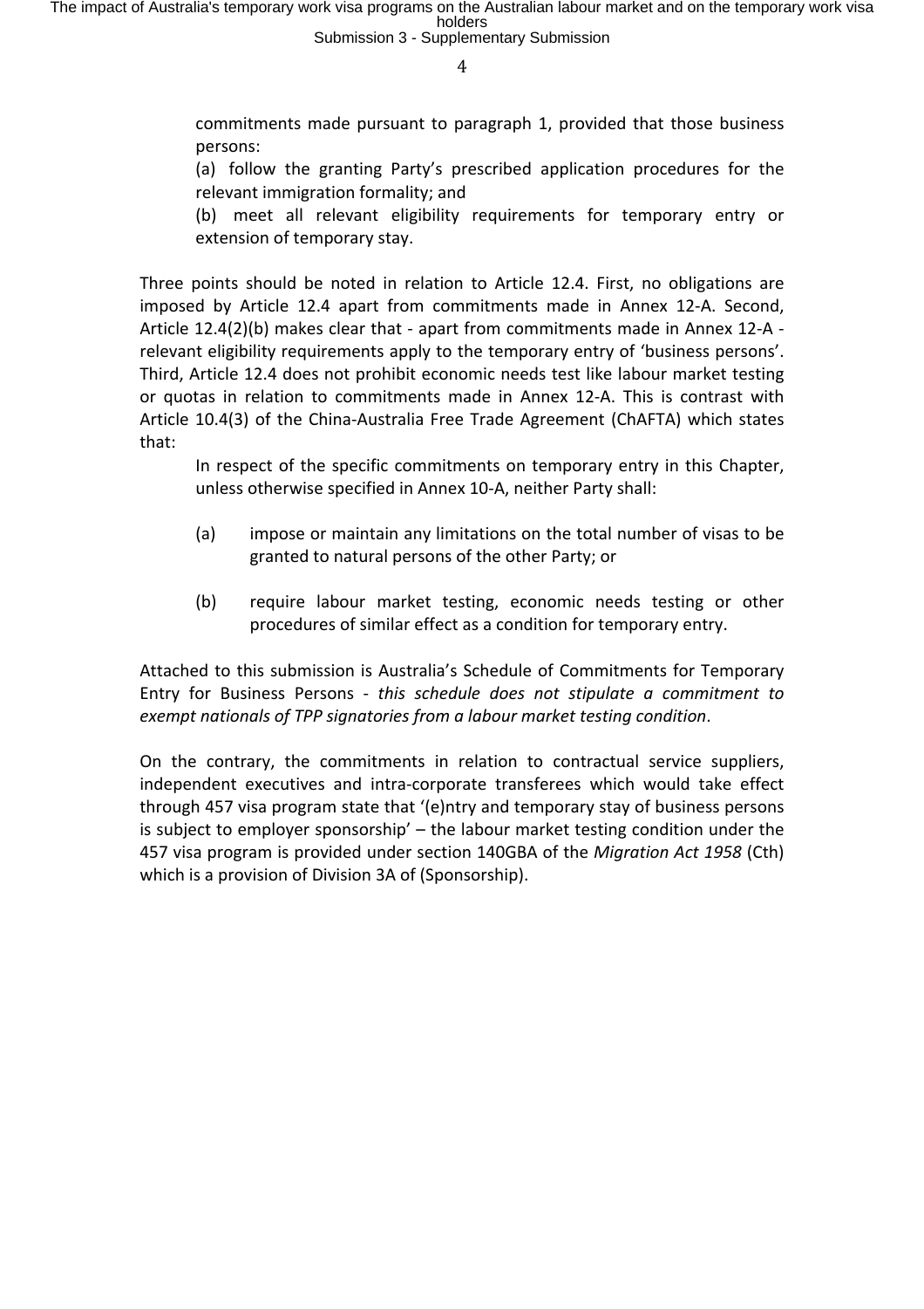> commitments made pursuant to paragraph 1, provided that those business persons:
>
> (a) follow the granting Party's prescribed application procedures for the relevant immigration formality; and
>
> (b) meet all relevant eligibility requirements for temporary entry or extension of temporary stay.

Three points should be noted in relation to Article 12.4. First, no obligations are imposed by Article 12.4 apart from commitments made in Annex 12-A. Second, Article 12.4(2)(b) makes clear that - apart from commitments made in Annex 12-A - relevant eligibility requirements apply to the temporary entry of 'business persons'. Third, Article 12.4 does not prohibit economic needs test like labour market testing or quotas in relation to commitments made in Annex 12-A. This is contrast with Article 10.4(3) of the China-Australia Free Trade Agreement (ChAFTA) which states that:

> In respect of the specific commitments on temporary entry in this Chapter, unless otherwise specified in Annex 10-A, neither Party shall:
>
> (a) impose or maintain any limitations on the total number of visas to be granted to natural persons of the other Party; or
>
> (b) require labour market testing, economic needs testing or other procedures of similar effect as a condition for temporary entry.

Attached to this submission is Australia's Schedule of Commitments for Temporary Entry for Business Persons - *this schedule does not stipulate a commitment to exempt nationals of TPP signatories from a labour market testing condition*.

On the contrary, the commitments in relation to contractual service suppliers, independent executives and intra-corporate transferees which would take effect through 457 visa program state that '(e)ntry and temporary stay of business persons is subject to employer sponsorship' – the labour market testing condition under the 457 visa program is provided under section 140GBA of the *Migration Act 1958* (Cth) which is a provision of Division 3A of (Sponsorship).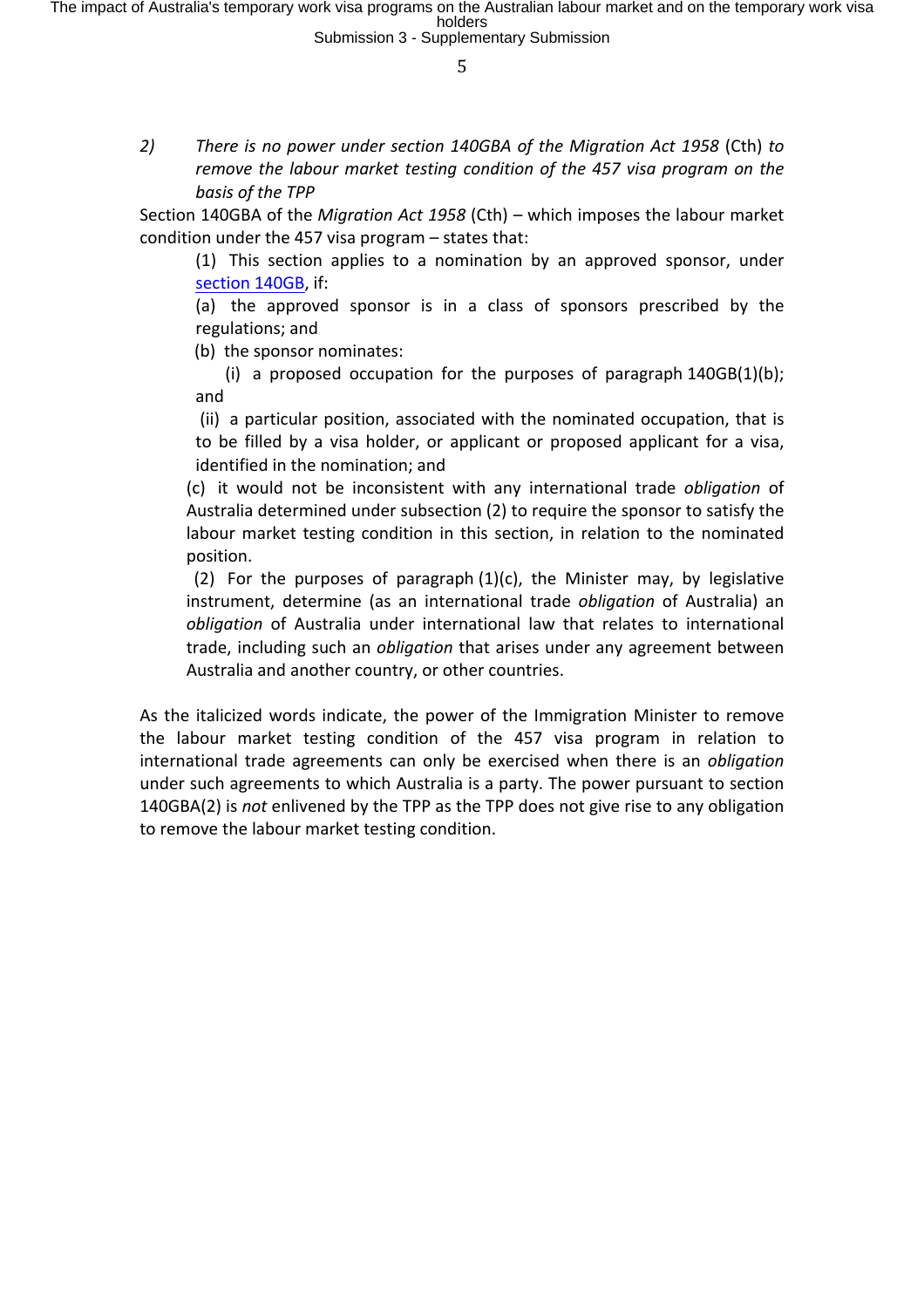2) *There is no power under section 140GBA of the Migration Act 1958* (Cth) *to remove the labour market testing condition of the 457 visa program on the basis of the TPP*

Section 140GBA of the *Migration Act 1958* (Cth) – which imposes the labour market condition under the 457 visa program – states that:

> (1) This section applies to a nomination by an approved sponsor, under section 140GB, if:
>
> (a) the approved sponsor is in a class of sponsors prescribed by the regulations; and
>
> (b) the sponsor nominates:
>
> (i) a proposed occupation for the purposes of paragraph 140GB(1)(b); and
>
> (ii) a particular position, associated with the nominated occupation, that is to be filled by a visa holder, or applicant or proposed applicant for a visa, identified in the nomination; and
>
> (c) it would not be inconsistent with any international trade *obligation* of Australia determined under subsection (2) to require the sponsor to satisfy the labour market testing condition in this section, in relation to the nominated position.
>
> (2) For the purposes of paragraph (1)(c), the Minister may, by legislative instrument, determine (as an international trade *obligation* of Australia) an *obligation* of Australia under international law that relates to international trade, including such an *obligation* that arises under any agreement between Australia and another country, or other countries.

As the italicized words indicate, the power of the Immigration Minister to remove the labour market testing condition of the 457 visa program in relation to international trade agreements can only be exercised when there is an *obligation* under such agreements to which Australia is a party. The power pursuant to section 140GBA(2) is *not* enlivened by the TPP as the TPP does not give rise to any obligation to remove the labour market testing condition.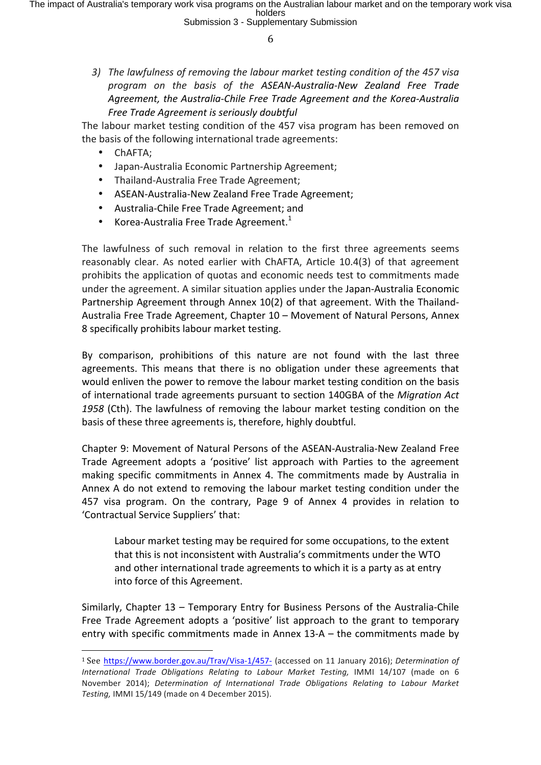3) *The lawfulness of removing the labour market testing condition of the 457 visa program on the basis of the ASEAN-Australia-New Zealand Free Trade Agreement, the Australia-Chile Free Trade Agreement and the Korea-Australia Free Trade Agreement is seriously doubtful*

The labour market testing condition of the 457 visa program has been removed on the basis of the following international trade agreements:

- ChAFTA;
- Japan-Australia Economic Partnership Agreement;
- Thailand-Australia Free Trade Agreement;
- ASEAN-Australia-New Zealand Free Trade Agreement;
- Australia-Chile Free Trade Agreement; and
- Korea-Australia Free Trade Agreement.[1]

The lawfulness of such removal in relation to the first three agreements seems reasonably clear. As noted earlier with ChAFTA, Article 10.4(3) of that agreement prohibits the application of quotas and economic needs test to commitments made under the agreement. A similar situation applies under the Japan-Australia Economic Partnership Agreement through Annex 10(2) of that agreement. With the Thailand-Australia Free Trade Agreement, Chapter 10 – Movement of Natural Persons, Annex 8 specifically prohibits labour market testing.

By comparison, prohibitions of this nature are not found with the last three agreements. This means that there is no obligation under these agreements that would enliven the power to remove the labour market testing condition on the basis of international trade agreements pursuant to section 140GBA of the *Migration Act 1958* (Cth). The lawfulness of removing the labour market testing condition on the basis of these three agreements is, therefore, highly doubtful.

Chapter 9: Movement of Natural Persons of the ASEAN-Australia-New Zealand Free Trade Agreement adopts a 'positive' list approach with Parties to the agreement making specific commitments in Annex 4. The commitments made by Australia in Annex A do not extend to removing the labour market testing condition under the 457 visa program. On the contrary, Page 9 of Annex 4 provides in relation to 'Contractual Service Suppliers' that:

> Labour market testing may be required for some occupations, to the extent that this is not inconsistent with Australia's commitments under the WTO and other international trade agreements to which it is a party as at entry into force of this Agreement.

Similarly, Chapter 13 – Temporary Entry for Business Persons of the Australia-Chile Free Trade Agreement adopts a 'positive' list approach to the grant to temporary entry with specific commitments made in Annex 13-A – the commitments made by

---

[1] See https://www.border.gov.au/Trav/Visa-1/457- (accessed on 11 January 2016); *Determination of International Trade Obligations Relating to Labour Market Testing,* IMMI 14/107 (made on 6 November 2014); *Determination of International Trade Obligations Relating to Labour Market Testing,* IMMI 15/149 (made on 4 December 2015).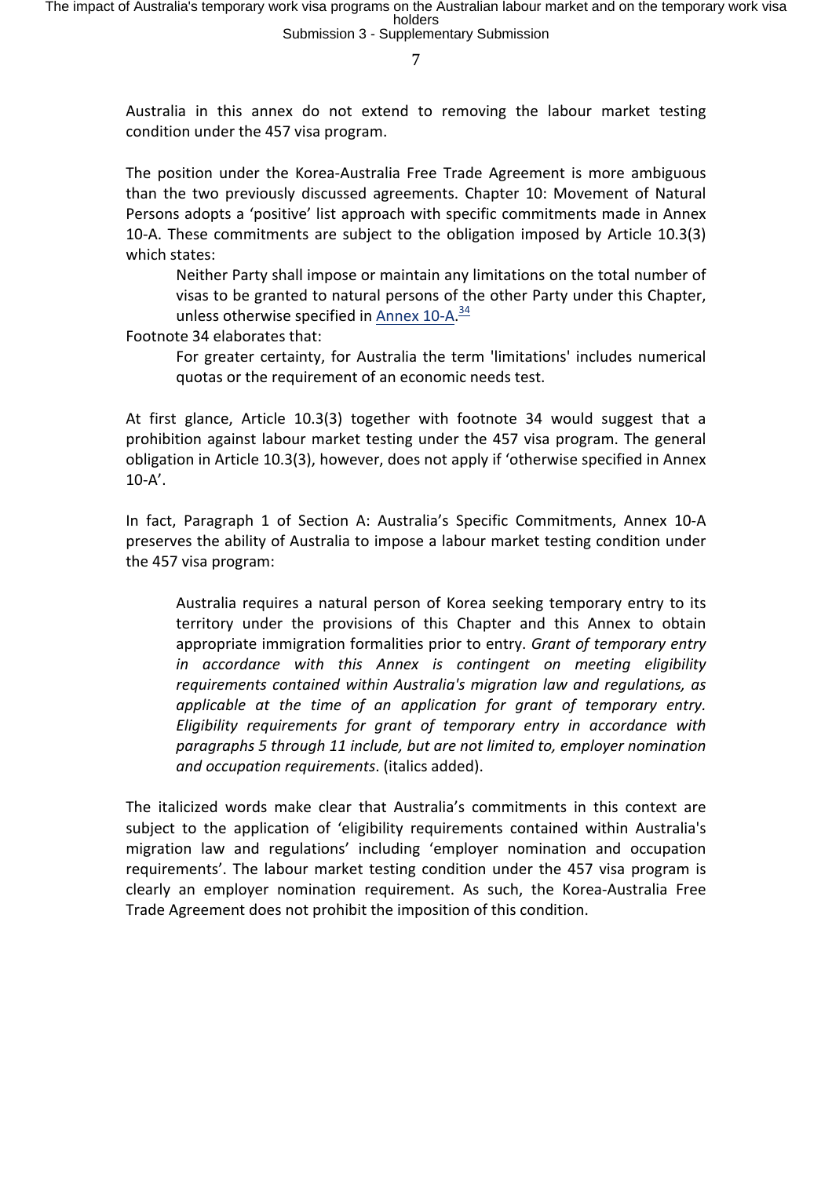Australia in this annex do not extend to removing the labour market testing condition under the 457 visa program.

The position under the Korea-Australia Free Trade Agreement is more ambiguous than the two previously discussed agreements. Chapter 10: Movement of Natural Persons adopts a 'positive' list approach with specific commitments made in Annex 10-A. These commitments are subject to the obligation imposed by Article 10.3(3) which states:

> Neither Party shall impose or maintain any limitations on the total number of visas to be granted to natural persons of the other Party under this Chapter, unless otherwise specified in Annex 10-A.[34]

Footnote 34 elaborates that:

> For greater certainty, for Australia the term 'limitations' includes numerical quotas or the requirement of an economic needs test.

At first glance, Article 10.3(3) together with footnote 34 would suggest that a prohibition against labour market testing under the 457 visa program. The general obligation in Article 10.3(3), however, does not apply if 'otherwise specified in Annex 10-A'.

In fact, Paragraph 1 of Section A: Australia's Specific Commitments, Annex 10-A preserves the ability of Australia to impose a labour market testing condition under the 457 visa program:

> Australia requires a natural person of Korea seeking temporary entry to its territory under the provisions of this Chapter and this Annex to obtain appropriate immigration formalities prior to entry. *Grant of temporary entry in accordance with this Annex is contingent on meeting eligibility requirements contained within Australia's migration law and regulations, as applicable at the time of an application for grant of temporary entry. Eligibility requirements for grant of temporary entry in accordance with paragraphs 5 through 11 include, but are not limited to, employer nomination and occupation requirements*. (italics added).

The italicized words make clear that Australia's commitments in this context are subject to the application of 'eligibility requirements contained within Australia's migration law and regulations' including 'employer nomination and occupation requirements'. The labour market testing condition under the 457 visa program is clearly an employer nomination requirement. As such, the Korea-Australia Free Trade Agreement does not prohibit the imposition of this condition.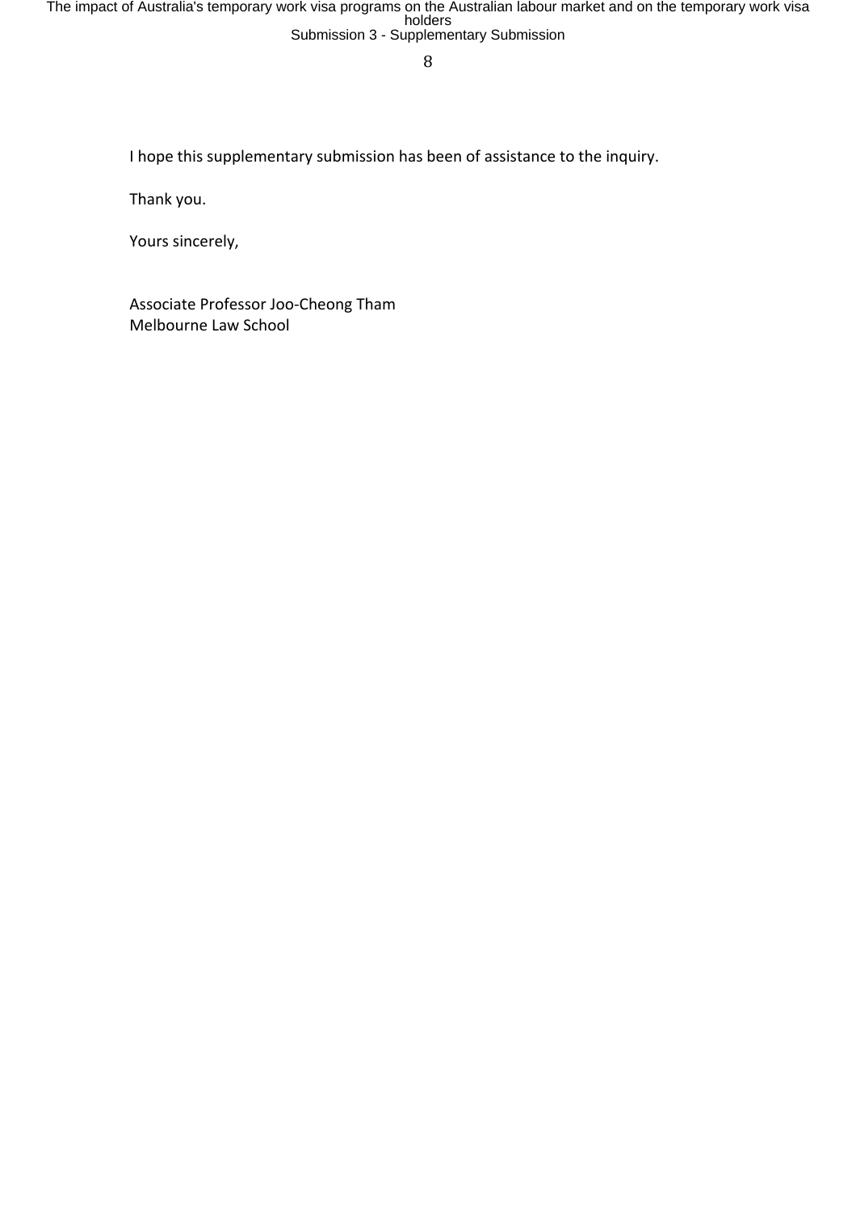I hope this supplementary submission has been of assistance to the inquiry.

Thank you.

Yours sincerely,

Associate Professor Joo-Cheong Tham
Melbourne Law School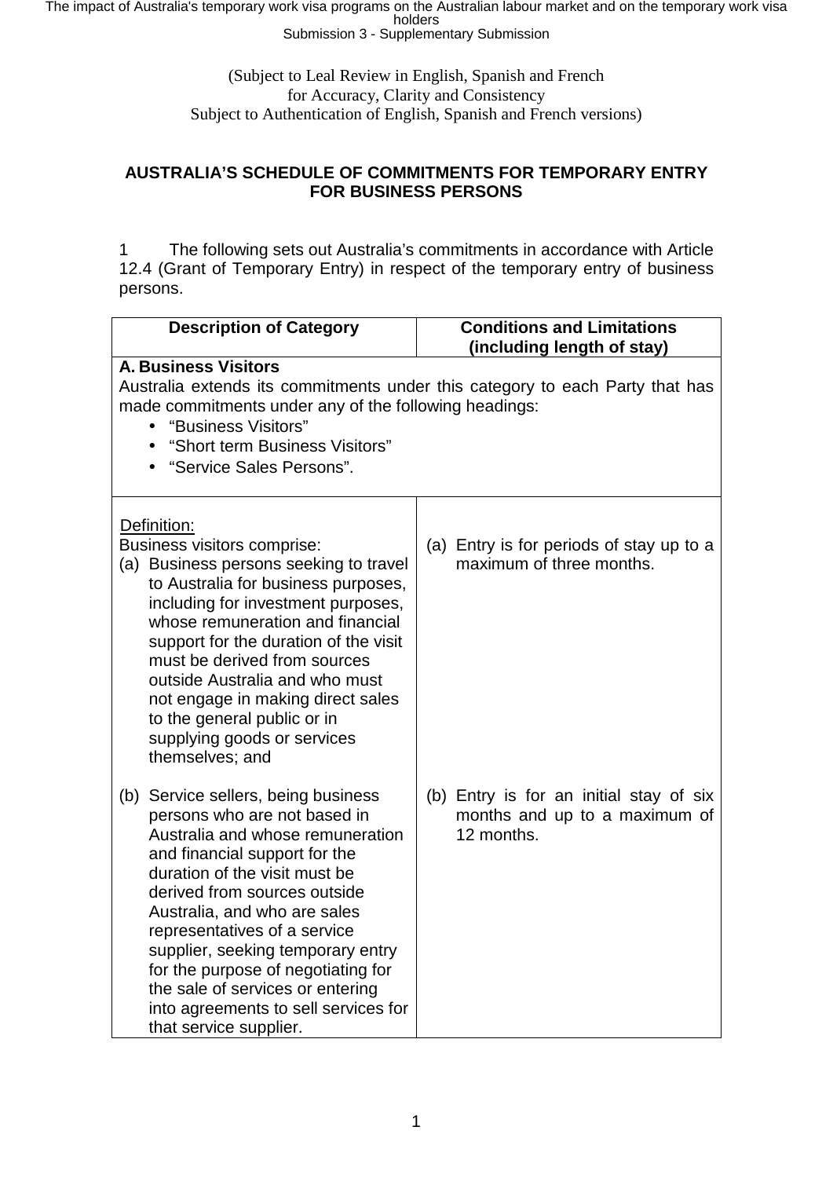(Subject to Leal Review in English, Spanish and French
for Accuracy, Clarity and Consistency
Subject to Authentication of English, Spanish and French versions)

**AUSTRALIA'S SCHEDULE OF COMMITMENTS FOR TEMPORARY ENTRY FOR BUSINESS PERSONS**

1 The following sets out Australia's commitments in accordance with Article 12.4 (Grant of Temporary Entry) in respect of the temporary entry of business persons.

| Description of Category | Conditions and Limitations (including length of stay) |
|---|---|
| **A. Business Visitors**<br>Australia extends its commitments under this category to each Party that has made commitments under any of the following headings:<br>• "Business Visitors"<br>• "Short term Business Visitors"<br>• "Service Sales Persons". | |
| Definition:<br>Business visitors comprise:<br>(a) Business persons seeking to travel to Australia for business purposes, including for investment purposes, whose remuneration and financial support for the duration of the visit must be derived from sources outside Australia and who must not engage in making direct sales to the general public or in supplying goods or services themselves; and | (a) Entry is for periods of stay up to a maximum of three months. |
| (b) Service sellers, being business persons who are not based in Australia and whose remuneration and financial support for the duration of the visit must be derived from sources outside Australia, and who are sales representatives of a service supplier, seeking temporary entry for the purpose of negotiating for the sale of services or entering into agreements to sell services for that service supplier. | (b) Entry is for an initial stay of six months and up to a maximum of 12 months. |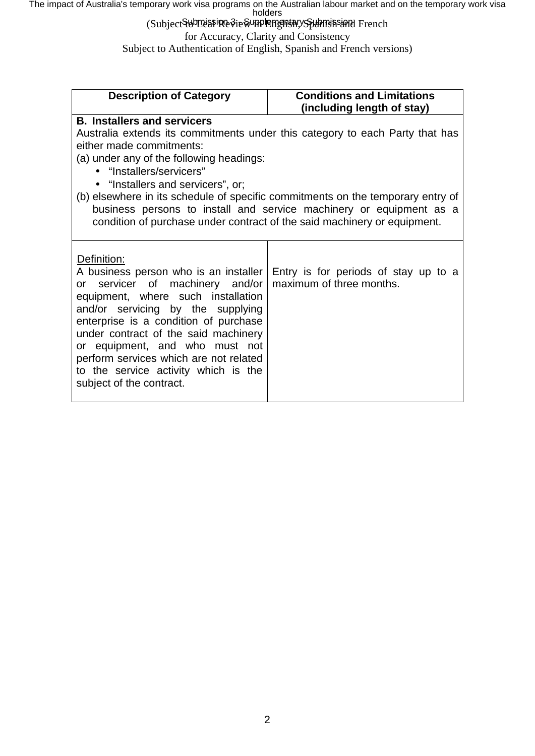(Subject to Legal Review in English, Spanish and French
for Accuracy, Clarity and Consistency
Subject to Authentication of English, Spanish and French versions)

| Description of Category | Conditions and Limitations (including length of stay) |
|---|---|
| **B. Installers and servicers**<br>Australia extends its commitments under this category to each Party that has either made commitments:<br>(a) under any of the following headings:<br>• "Installers/servicers"<br>• "Installers and servicers", or;<br>(b) elsewhere in its schedule of specific commitments on the temporary entry of business persons to install and service machinery or equipment as a condition of purchase under contract of the said machinery or equipment. | |
| Definition:<br>A business person who is an installer or servicer of machinery and/or equipment, where such installation and/or servicing by the supplying enterprise is a condition of purchase under contract of the said machinery or equipment, and who must not perform services which are not related to the service activity which is the subject of the contract. | Entry is for periods of stay up to a maximum of three months. |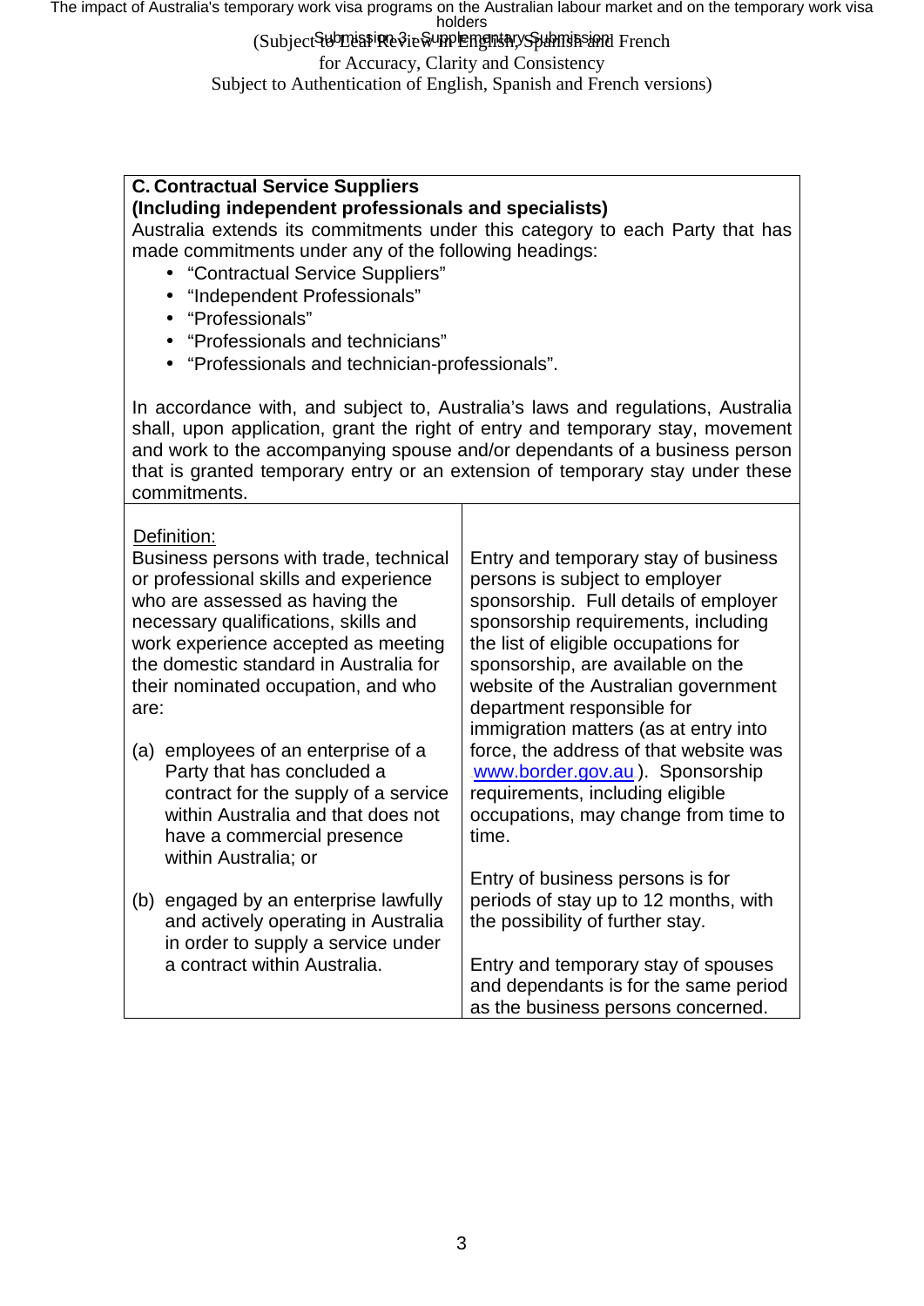(Subject to Legal Review in English, Spanish and French for Accuracy, Clarity and Consistency
Subject to Authentication of English, Spanish and French versions)

| **C. Contractual Service Suppliers (Including independent professionals and specialists)** Australia extends its commitments under this category to each Party that has made commitments under any of the following headings: <br>• "Contractual Service Suppliers" <br>• "Independent Professionals" <br>• "Professionals" <br>• "Professionals and technicians" <br>• "Professionals and technician-professionals". <br><br>In accordance with, and subject to, Australia's laws and regulations, Australia shall, upon application, grant the right of entry and temporary stay, movement and work to the accompanying spouse and/or dependants of a business person that is granted temporary entry or an extension of temporary stay under these commitments. | |
|---|---|
| Definition: <br>Business persons with trade, technical or professional skills and experience who are assessed as having the necessary qualifications, skills and work experience accepted as meeting the domestic standard in Australia for their nominated occupation, and who are: <br><br>(a) employees of an enterprise of a Party that has concluded a contract for the supply of a service within Australia and that does not have a commercial presence within Australia; or <br><br>(b) engaged by an enterprise lawfully and actively operating in Australia in order to supply a service under a contract within Australia. | Entry and temporary stay of business persons is subject to employer sponsorship. Full details of employer sponsorship requirements, including the list of eligible occupations for sponsorship, are available on the website of the Australian government department responsible for immigration matters (as at entry into force, the address of that website was www.border.gov.au). Sponsorship requirements, including eligible occupations, may change from time to time. <br><br>Entry of business persons is for periods of stay up to 12 months, with the possibility of further stay. <br><br>Entry and temporary stay of spouses and dependants is for the same period as the business persons concerned. |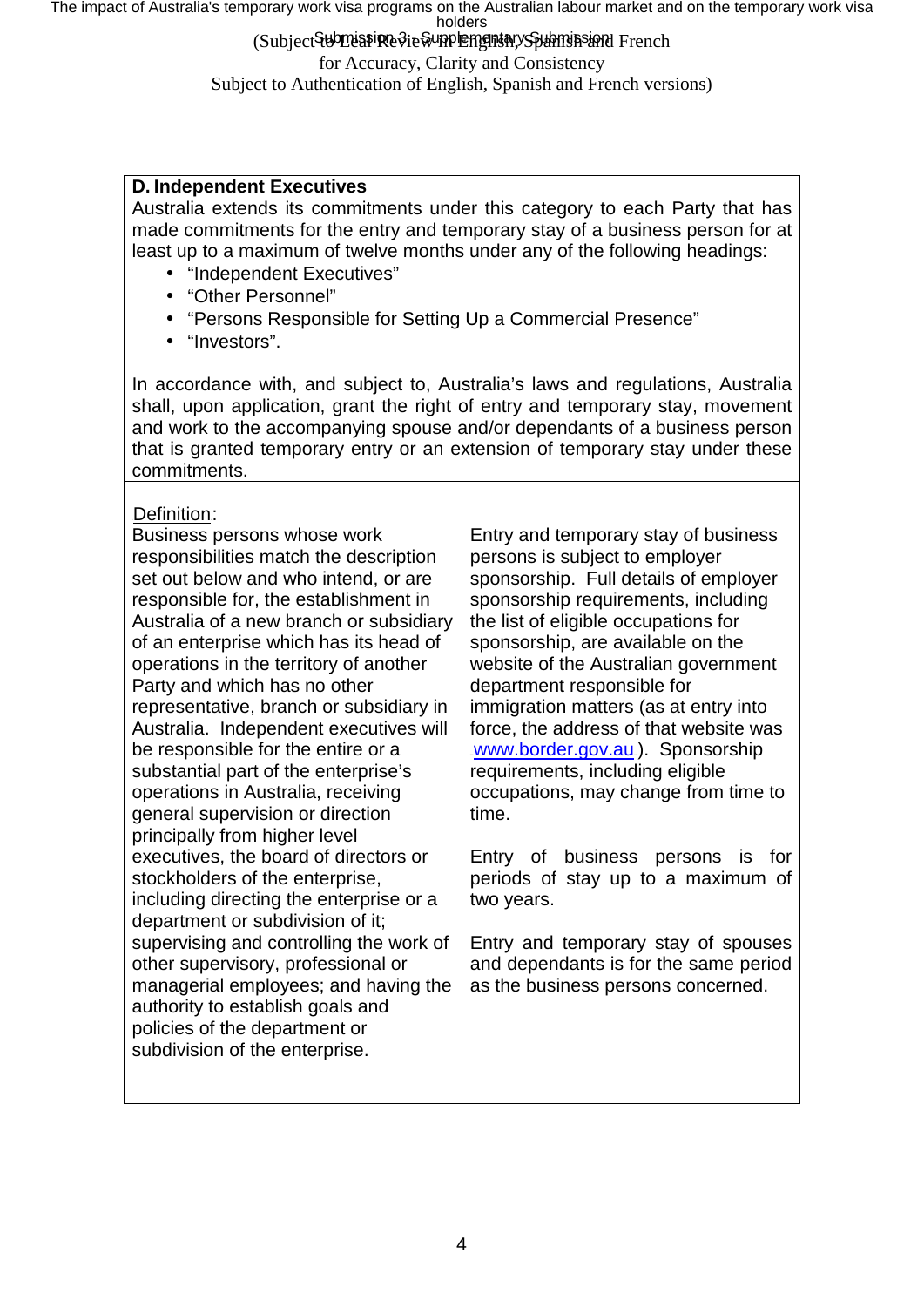**D. Independent Executives**

Australia extends its commitments under this category to each Party that has made commitments for the entry and temporary stay of a business person for at least up to a maximum of twelve months under any of the following headings:

- "Independent Executives"
- "Other Personnel"
- "Persons Responsible for Setting Up a Commercial Presence"
- "Investors".

In accordance with, and subject to, Australia's laws and regulations, Australia shall, upon application, grant the right of entry and temporary stay, movement and work to the accompanying spouse and/or dependants of a business person that is granted temporary entry or an extension of temporary stay under these commitments.

| | |
|---|---|
| Definition:<br>Business persons whose work responsibilities match the description set out below and who intend, or are responsible for, the establishment in Australia of a new branch or subsidiary of an enterprise which has its head of operations in the territory of another Party and which has no other representative, branch or subsidiary in Australia. Independent executives will be responsible for the entire or a substantial part of the enterprise's operations in Australia, receiving general supervision or direction principally from higher level executives, the board of directors or stockholders of the enterprise, including directing the enterprise or a department or subdivision of it; supervising and controlling the work of other supervisory, professional or managerial employees; and having the authority to establish goals and policies of the department or subdivision of the enterprise. | Entry and temporary stay of business persons is subject to employer sponsorship. Full details of employer sponsorship requirements, including the list of eligible occupations for sponsorship, are available on the website of the Australian government department responsible for immigration matters (as at entry into force, the address of that website was www.border.gov.au). Sponsorship requirements, including eligible occupations, may change from time to time.<br><br>Entry of business persons is for periods of stay up to a maximum of two years.<br><br>Entry and temporary stay of spouses and dependants is for the same period as the business persons concerned. |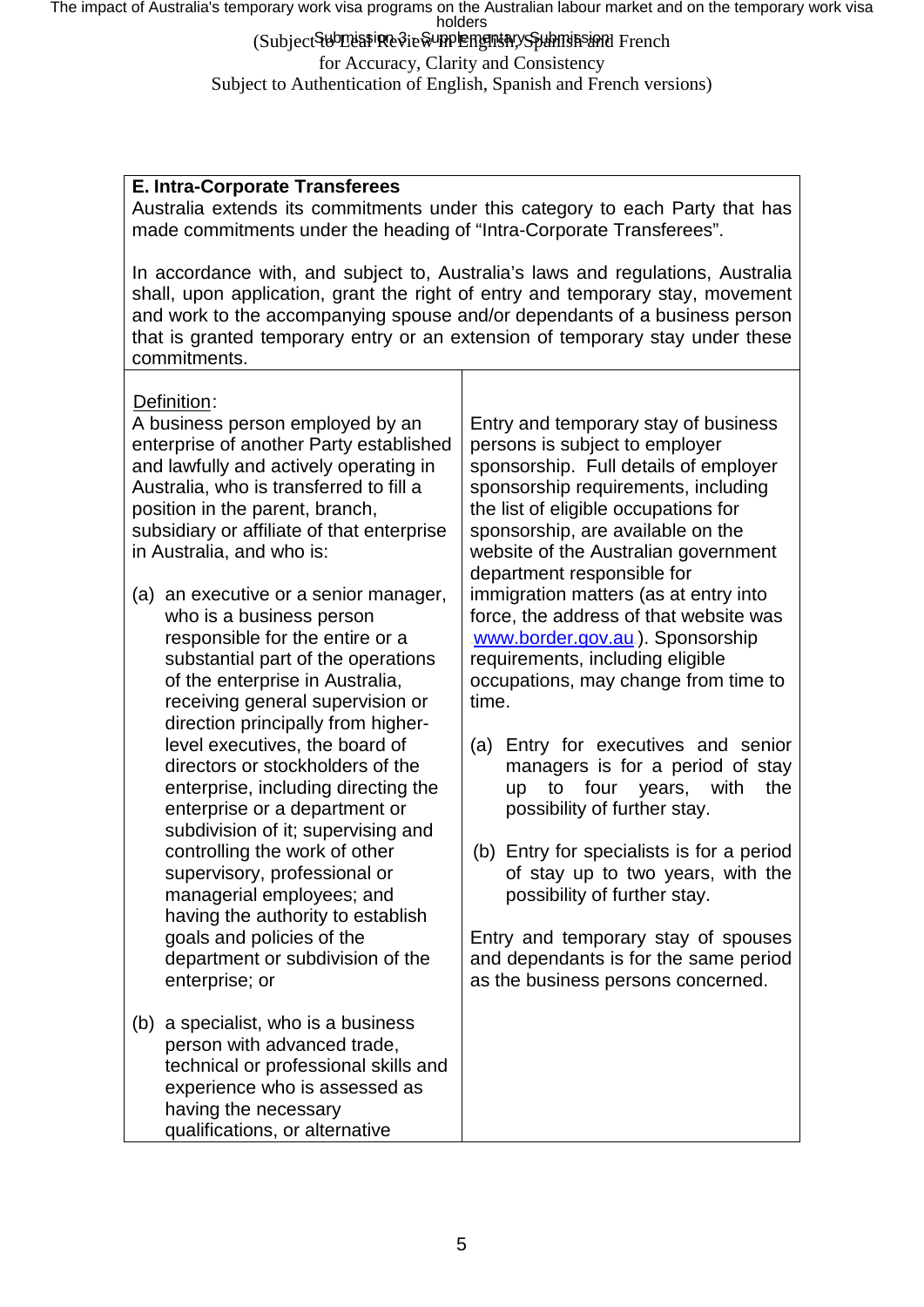| **E. Intra-Corporate Transferees** Australia extends its commitments under this category to each Party that has made commitments under the heading of "Intra-Corporate Transferees". In accordance with, and subject to, Australia's laws and regulations, Australia shall, upon application, grant the right of entry and temporary stay, movement and work to the accompanying spouse and/or dependants of a business person that is granted temporary entry or an extension of temporary stay under these commitments. | |
|---|---|
| Definition: A business person employed by an enterprise of another Party established and lawfully and actively operating in Australia, who is transferred to fill a position in the parent, branch, subsidiary or affiliate of that enterprise in Australia, and who is: (a) an executive or a senior manager, who is a business person responsible for the entire or a substantial part of the operations of the enterprise in Australia, receiving general supervision or direction principally from higher-level executives, the board of directors or stockholders of the enterprise, including directing the enterprise or a department or subdivision of it; supervising and controlling the work of other supervisory, professional or managerial employees; and having the authority to establish goals and policies of the department or subdivision of the enterprise; or (b) a specialist, who is a business person with advanced trade, technical or professional skills and experience who is assessed as having the necessary qualifications, or alternative | Entry and temporary stay of business persons is subject to employer sponsorship. Full details of employer sponsorship requirements, including the list of eligible occupations for sponsorship, are available on the website of the Australian government department responsible for immigration matters (as at entry into force, the address of that website was www.border.gov.au). Sponsorship requirements, including eligible occupations, may change from time to time. (a) Entry for executives and senior managers is for a period of stay up to four years, with the possibility of further stay. (b) Entry for specialists is for a period of stay up to two years, with the possibility of further stay. Entry and temporary stay of spouses and dependants is for the same period as the business persons concerned. |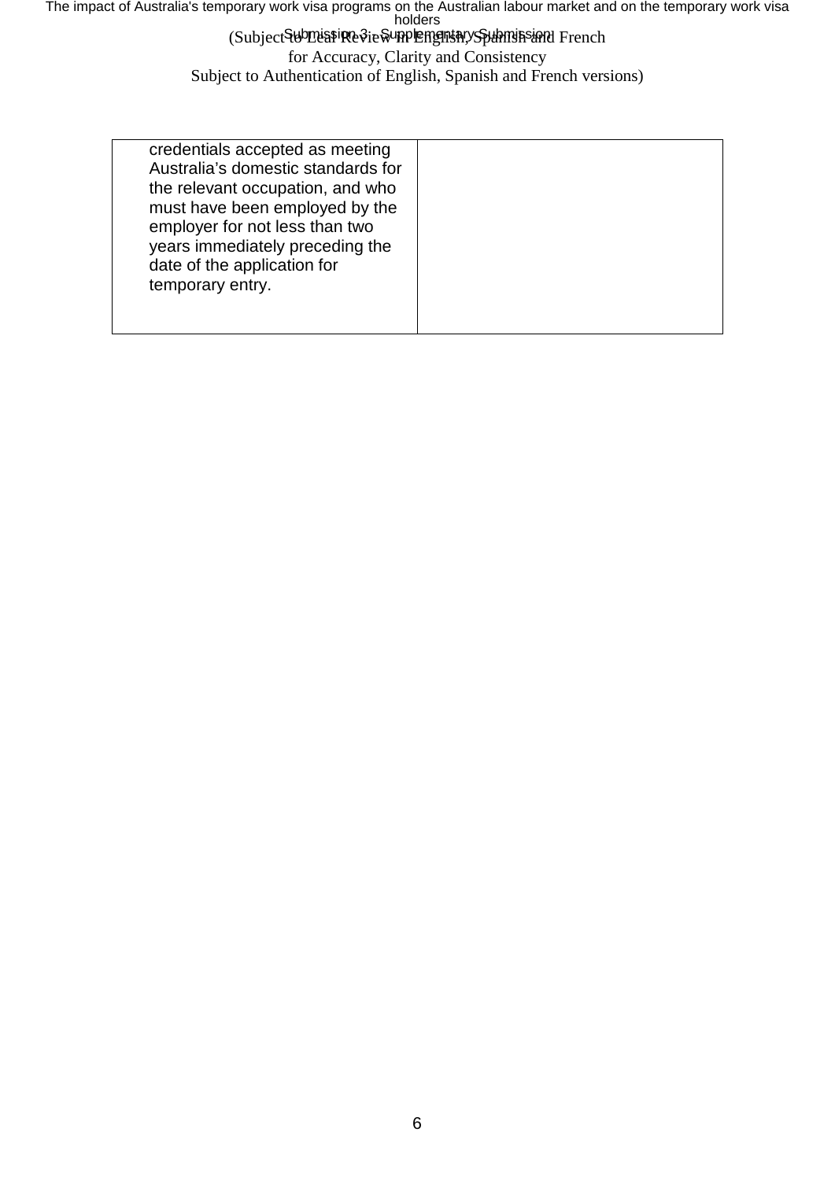| | |
|---|---|
| credentials accepted as meeting Australia’s domestic standards for the relevant occupation, and who must have been employed by the employer for not less than two years immediately preceding the date of the application for temporary entry. | |